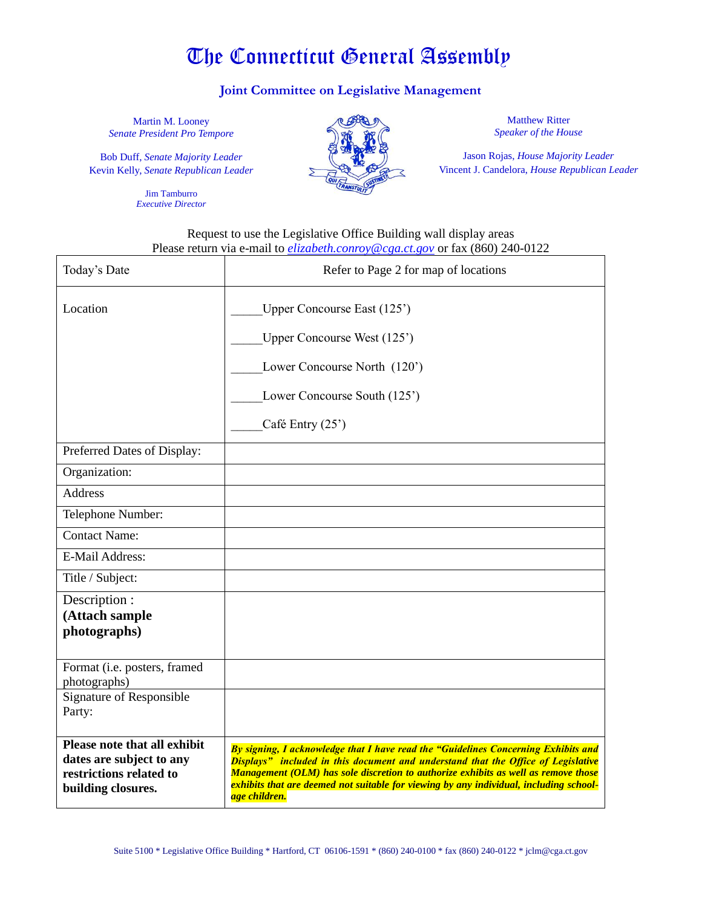# The Connecticut General Assembly

## Joint Committee on Legislative Management

Martin M. Looney
*Senate President Pro Tempore*

Bob Duff, *Senate Majority Leader*
Kevin Kelly, *Senate Republican Leader*

Jim Tamburro
*Executive Director*

Matthew Ritter
*Speaker of the House*

Jason Rojas, *House Majority Leader*
Vincent J. Candelora, *House Republican Leader*

Request to use the Legislative Office Building wall display areas
Please return via e-mail to *elizabeth.conroy@cga.ct.gov* or fax (860) 240-0122

| Today's Date | Refer to Page 2 for map of locations |
|---|---|
| Location | _____Upper Concourse East (125')<br>_____Upper Concourse West (125')<br>_____Lower Concourse North (120')<br>_____Lower Concourse South (125')<br>_____Café Entry (25') |
| Preferred Dates of Display: | |
| Organization: | |
| Address | |
| Telephone Number: | |
| Contact Name: | |
| E-Mail Address: | |
| Title / Subject: | |
| Description : **(Attach sample photographs)** | |
| Format (i.e. posters, framed photographs) | |
| Signature of Responsible Party: | |
| **Please note that all exhibit dates are subject to any restrictions related to building closures.** | ***By signing, I acknowledge that I have read the "Guidelines Concerning Exhibits and Displays" included in this document and understand that the Office of Legislative Management (OLM) has sole discretion to authorize exhibits as well as remove those exhibits that are deemed not suitable for viewing by any individual, including school-age children.*** |

Suite 5100 * Legislative Office Building * Hartford, CT 06106-1591 * (860) 240-0100 * fax (860) 240-0122 * jclm@cga.ct.gov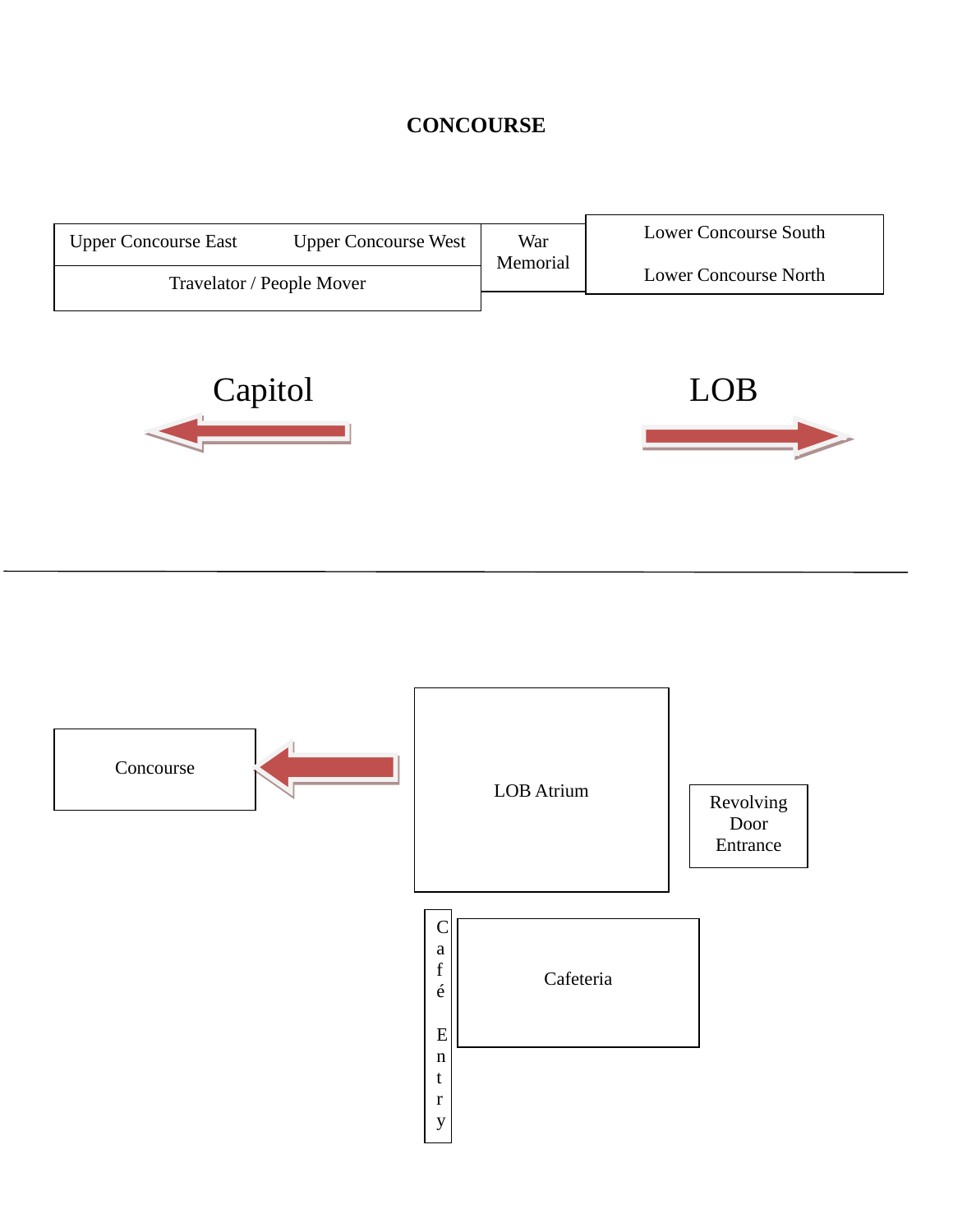## CONCOURSE

| Upper Concourse East | Upper Concourse West | War Memorial | Lower Concourse South |
| --- | --- | --- | --- |
| Travelator / People Mover | | | Lower Concourse North |

← Capitol

LOB →

---

Concourse ← LOB Atrium

Revolving Door Entrance

Café Entry

Cafeteria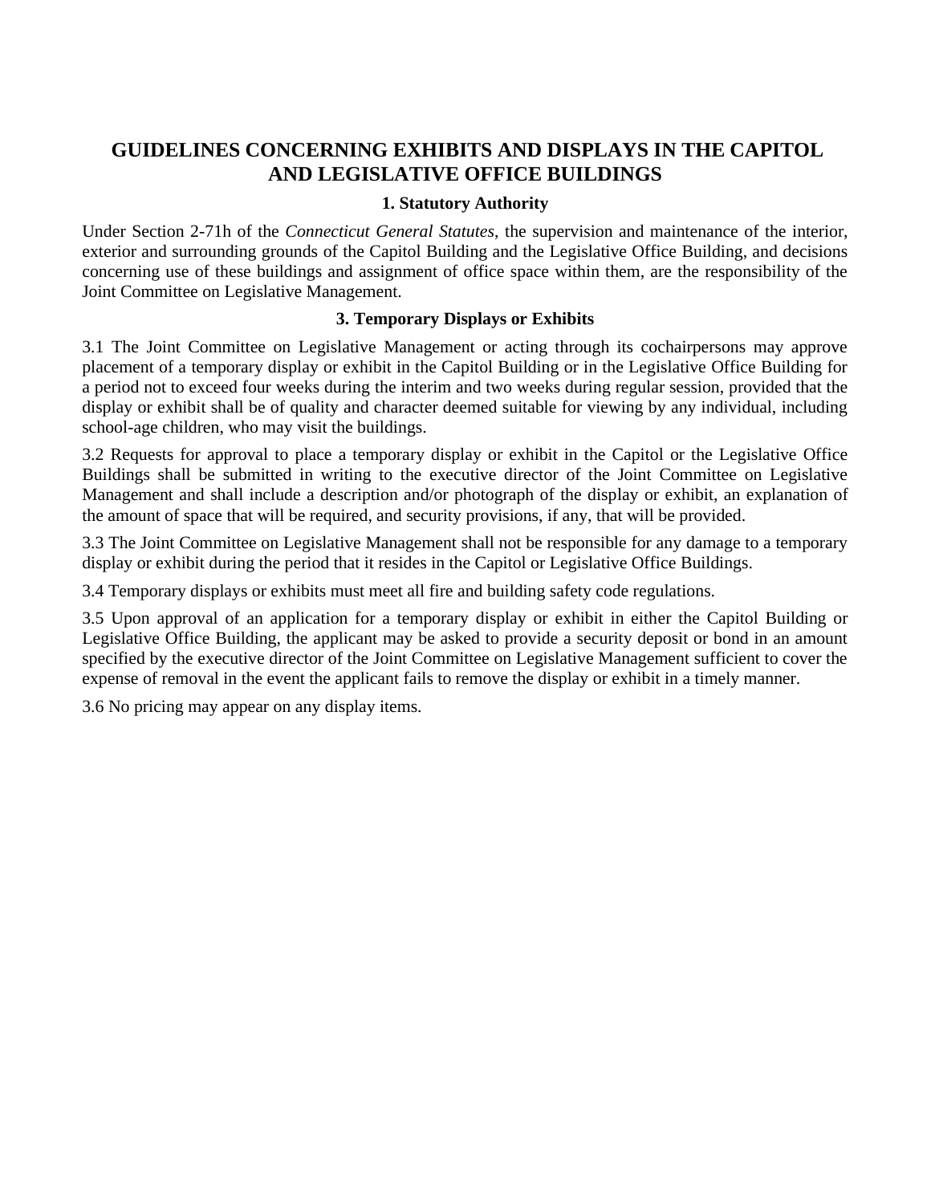# GUIDELINES CONCERNING EXHIBITS AND DISPLAYS IN THE CAPITOL AND LEGISLATIVE OFFICE BUILDINGS

## 1. Statutory Authority

Under Section 2-71h of the *Connecticut General Statutes*, the supervision and maintenance of the interior, exterior and surrounding grounds of the Capitol Building and the Legislative Office Building, and decisions concerning use of these buildings and assignment of office space within them, are the responsibility of the Joint Committee on Legislative Management.

## 3. Temporary Displays or Exhibits

3.1 The Joint Committee on Legislative Management or acting through its cochairpersons may approve placement of a temporary display or exhibit in the Capitol Building or in the Legislative Office Building for a period not to exceed four weeks during the interim and two weeks during regular session, provided that the display or exhibit shall be of quality and character deemed suitable for viewing by any individual, including school-age children, who may visit the buildings.

3.2 Requests for approval to place a temporary display or exhibit in the Capitol or the Legislative Office Buildings shall be submitted in writing to the executive director of the Joint Committee on Legislative Management and shall include a description and/or photograph of the display or exhibit, an explanation of the amount of space that will be required, and security provisions, if any, that will be provided.

3.3 The Joint Committee on Legislative Management shall not be responsible for any damage to a temporary display or exhibit during the period that it resides in the Capitol or Legislative Office Buildings.

3.4 Temporary displays or exhibits must meet all fire and building safety code regulations.

3.5 Upon approval of an application for a temporary display or exhibit in either the Capitol Building or Legislative Office Building, the applicant may be asked to provide a security deposit or bond in an amount specified by the executive director of the Joint Committee on Legislative Management sufficient to cover the expense of removal in the event the applicant fails to remove the display or exhibit in a timely manner.

3.6 No pricing may appear on any display items.